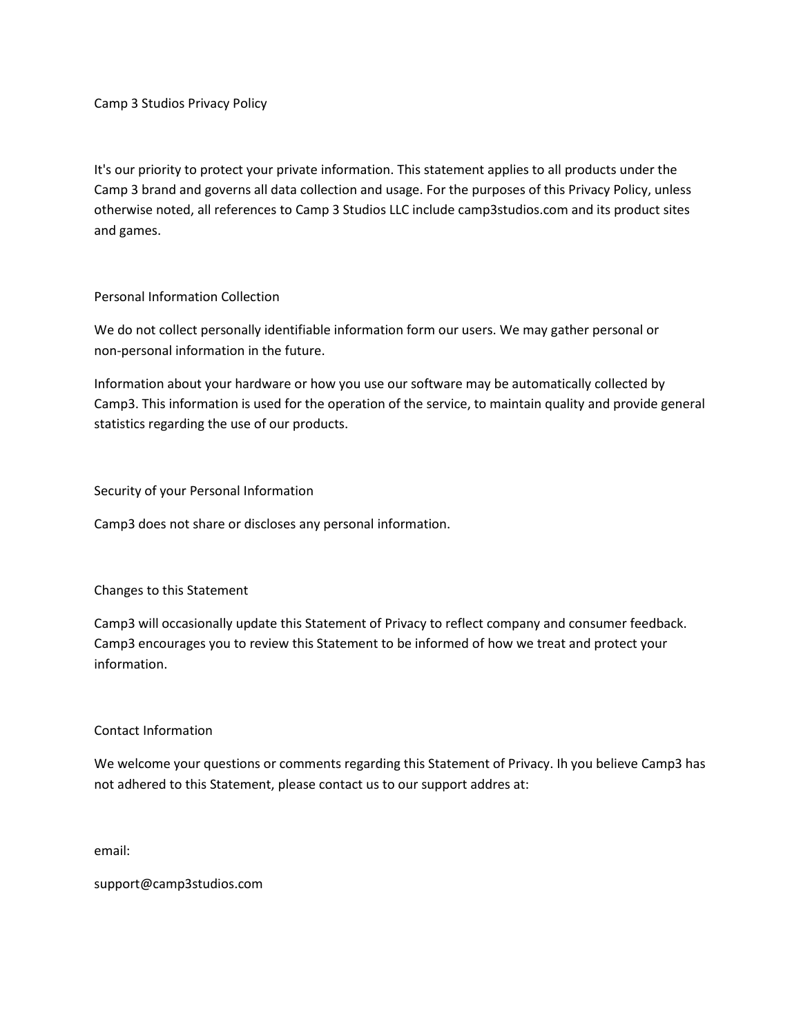# Camp 3 Studios Privacy Policy

It's our priority to protect your private information. This statement applies to all products under the Camp 3 brand and governs all data collection and usage. For the purposes of this Privacy Policy, unless otherwise noted, all references to Camp 3 Studios LLC include camp3studios.com and its product sites and games.

## Personal Information Collection

We do not collect personally identifiable information form our users. We may gather personal or non-personal information in the future.

Information about your hardware or how you use our software may be automatically collected by Camp3. This information is used for the operation of the service, to maintain quality and provide general statistics regarding the use of our products.

## Security of your Personal Information

Camp3 does not share or discloses any personal information.

## Changes to this Statement

Camp3 will occasionally update this Statement of Privacy to reflect company and consumer feedback. Camp3 encourages you to review this Statement to be informed of how we treat and protect your information.

## Contact Information

We welcome your questions or comments regarding this Statement of Privacy. Ih you believe Camp3 has not adhered to this Statement, please contact us to our support addres at:

email:

support@camp3studios.com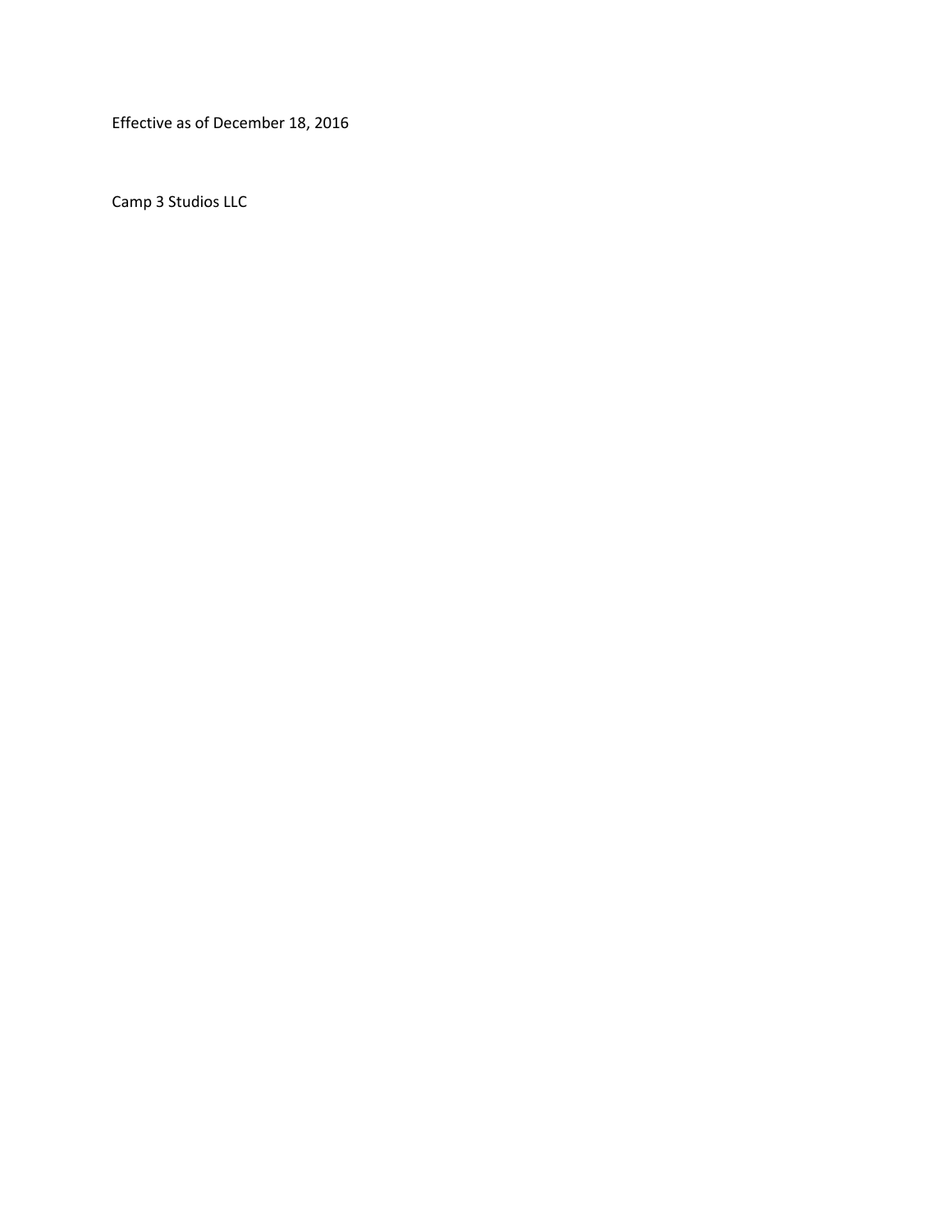Effective as of December 18, 2016

Camp 3 Studios LLC